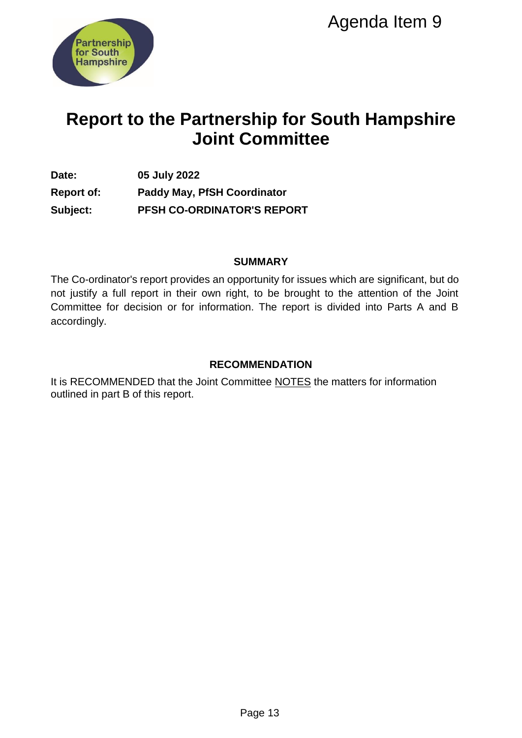Agenda Item 9

# Report to the Partnership for South Hampshire Joint Committee

**Date:** 05 July 2022

**Report of:** Paddy May, PfSH Coordinator

**Subject:** PFSH CO-ORDINATOR'S REPORT

## SUMMARY

The Co-ordinator's report provides an opportunity for issues which are significant, but do not justify a full report in their own right, to be brought to the attention of the Joint Committee for decision or for information. The report is divided into Parts A and B accordingly.

## RECOMMENDATION

It is RECOMMENDED that the Joint Committee NOTES the matters for information outlined in part B of this report.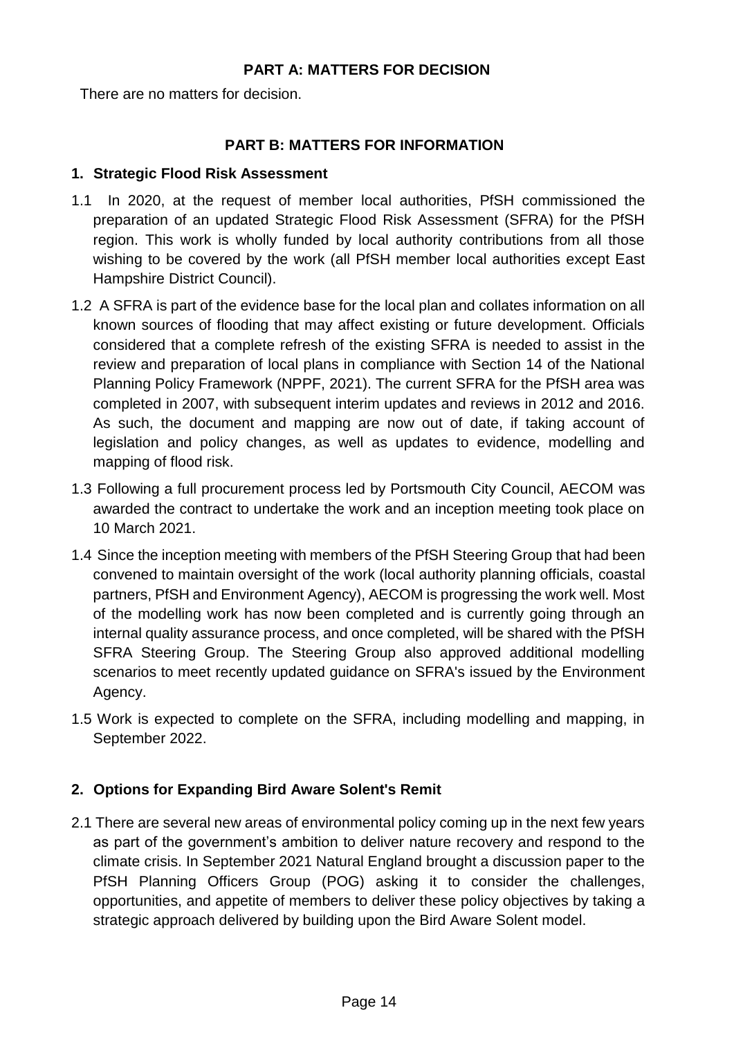## PART A: MATTERS FOR DECISION

There are no matters for decision.

## PART B: MATTERS FOR INFORMATION

### 1. Strategic Flood Risk Assessment

1.1 In 2020, at the request of member local authorities, PfSH commissioned the preparation of an updated Strategic Flood Risk Assessment (SFRA) for the PfSH region. This work is wholly funded by local authority contributions from all those wishing to be covered by the work (all PfSH member local authorities except East Hampshire District Council).

1.2 A SFRA is part of the evidence base for the local plan and collates information on all known sources of flooding that may affect existing or future development. Officials considered that a complete refresh of the existing SFRA is needed to assist in the review and preparation of local plans in compliance with Section 14 of the National Planning Policy Framework (NPPF, 2021). The current SFRA for the PfSH area was completed in 2007, with subsequent interim updates and reviews in 2012 and 2016. As such, the document and mapping are now out of date, if taking account of legislation and policy changes, as well as updates to evidence, modelling and mapping of flood risk.

1.3 Following a full procurement process led by Portsmouth City Council, AECOM was awarded the contract to undertake the work and an inception meeting took place on 10 March 2021.

1.4 Since the inception meeting with members of the PfSH Steering Group that had been convened to maintain oversight of the work (local authority planning officials, coastal partners, PfSH and Environment Agency), AECOM is progressing the work well. Most of the modelling work has now been completed and is currently going through an internal quality assurance process, and once completed, will be shared with the PfSH SFRA Steering Group. The Steering Group also approved additional modelling scenarios to meet recently updated guidance on SFRA's issued by the Environment Agency.

1.5 Work is expected to complete on the SFRA, including modelling and mapping, in September 2022.

### 2. Options for Expanding Bird Aware Solent's Remit

2.1 There are several new areas of environmental policy coming up in the next few years as part of the government's ambition to deliver nature recovery and respond to the climate crisis. In September 2021 Natural England brought a discussion paper to the PfSH Planning Officers Group (POG) asking it to consider the challenges, opportunities, and appetite of members to deliver these policy objectives by taking a strategic approach delivered by building upon the Bird Aware Solent model.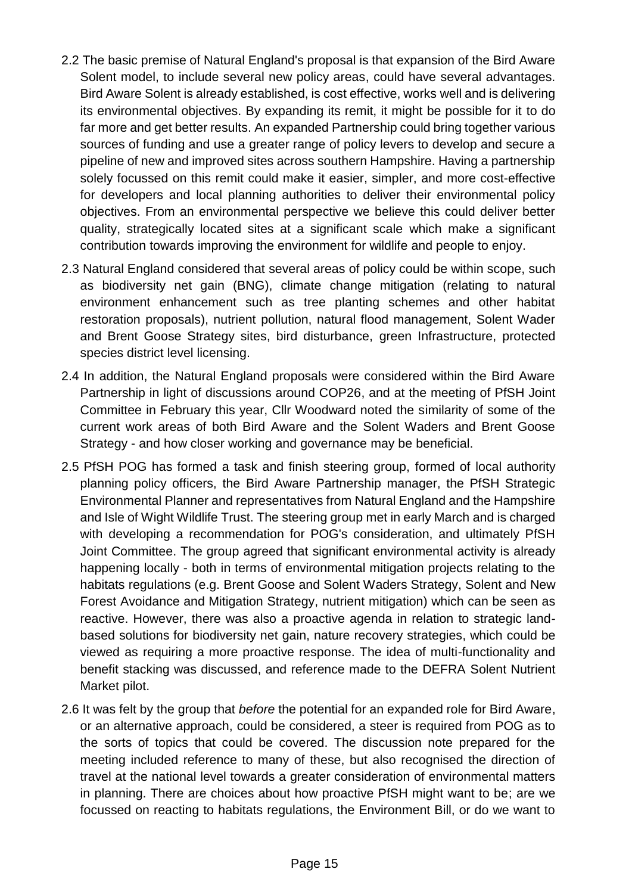2.2 The basic premise of Natural England's proposal is that expansion of the Bird Aware Solent model, to include several new policy areas, could have several advantages. Bird Aware Solent is already established, is cost effective, works well and is delivering its environmental objectives. By expanding its remit, it might be possible for it to do far more and get better results. An expanded Partnership could bring together various sources of funding and use a greater range of policy levers to develop and secure a pipeline of new and improved sites across southern Hampshire. Having a partnership solely focussed on this remit could make it easier, simpler, and more cost-effective for developers and local planning authorities to deliver their environmental policy objectives. From an environmental perspective we believe this could deliver better quality, strategically located sites at a significant scale which make a significant contribution towards improving the environment for wildlife and people to enjoy.

2.3 Natural England considered that several areas of policy could be within scope, such as biodiversity net gain (BNG), climate change mitigation (relating to natural environment enhancement such as tree planting schemes and other habitat restoration proposals), nutrient pollution, natural flood management, Solent Wader and Brent Goose Strategy sites, bird disturbance, green Infrastructure, protected species district level licensing.

2.4 In addition, the Natural England proposals were considered within the Bird Aware Partnership in light of discussions around COP26, and at the meeting of PfSH Joint Committee in February this year, Cllr Woodward noted the similarity of some of the current work areas of both Bird Aware and the Solent Waders and Brent Goose Strategy - and how closer working and governance may be beneficial.

2.5 PfSH POG has formed a task and finish steering group, formed of local authority planning policy officers, the Bird Aware Partnership manager, the PfSH Strategic Environmental Planner and representatives from Natural England and the Hampshire and Isle of Wight Wildlife Trust. The steering group met in early March and is charged with developing a recommendation for POG's consideration, and ultimately PfSH Joint Committee. The group agreed that significant environmental activity is already happening locally - both in terms of environmental mitigation projects relating to the habitats regulations (e.g. Brent Goose and Solent Waders Strategy, Solent and New Forest Avoidance and Mitigation Strategy, nutrient mitigation) which can be seen as reactive. However, there was also a proactive agenda in relation to strategic land-based solutions for biodiversity net gain, nature recovery strategies, which could be viewed as requiring a more proactive response. The idea of multi-functionality and benefit stacking was discussed, and reference made to the DEFRA Solent Nutrient Market pilot.

2.6 It was felt by the group that *before* the potential for an expanded role for Bird Aware, or an alternative approach, could be considered, a steer is required from POG as to the sorts of topics that could be covered. The discussion note prepared for the meeting included reference to many of these, but also recognised the direction of travel at the national level towards a greater consideration of environmental matters in planning. There are choices about how proactive PfSH might want to be; are we focussed on reacting to habitats regulations, the Environment Bill, or do we want to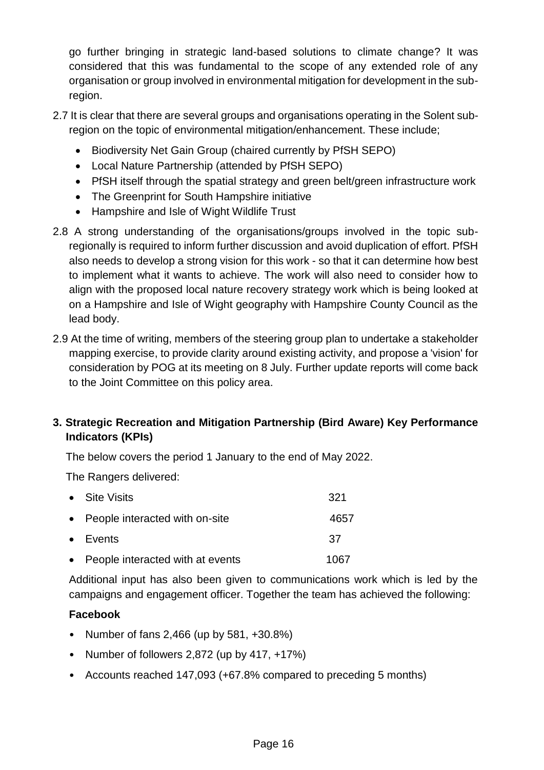go further bringing in strategic land-based solutions to climate change? It was considered that this was fundamental to the scope of any extended role of any organisation or group involved in environmental mitigation for development in the sub-region.

2.7 It is clear that there are several groups and organisations operating in the Solent sub-region on the topic of environmental mitigation/enhancement. These include;

- Biodiversity Net Gain Group (chaired currently by PfSH SEPO)
- Local Nature Partnership (attended by PfSH SEPO)
- PfSH itself through the spatial strategy and green belt/green infrastructure work
- The Greenprint for South Hampshire initiative
- Hampshire and Isle of Wight Wildlife Trust

2.8 A strong understanding of the organisations/groups involved in the topic sub-regionally is required to inform further discussion and avoid duplication of effort. PfSH also needs to develop a strong vision for this work - so that it can determine how best to implement what it wants to achieve. The work will also need to consider how to align with the proposed local nature recovery strategy work which is being looked at on a Hampshire and Isle of Wight geography with Hampshire County Council as the lead body.

2.9 At the time of writing, members of the steering group plan to undertake a stakeholder mapping exercise, to provide clarity around existing activity, and propose a 'vision' for consideration by POG at its meeting on 8 July. Further update reports will come back to the Joint Committee on this policy area.

## 3. Strategic Recreation and Mitigation Partnership (Bird Aware) Key Performance Indicators (KPIs)

The below covers the period 1 January to the end of May 2022.

The Rangers delivered:

- Site Visits 321
- People interacted with on-site 4657
- Events 37
- People interacted with at events 1067

Additional input has also been given to communications work which is led by the campaigns and engagement officer. Together the team has achieved the following:

**Facebook**

- Number of fans 2,466 (up by 581, +30.8%)
- Number of followers 2,872 (up by 417, +17%)
- Accounts reached 147,093 (+67.8% compared to preceding 5 months)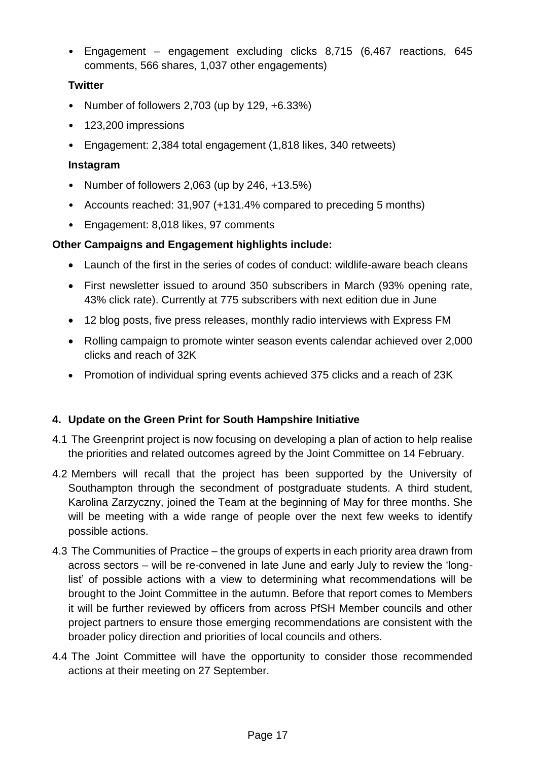- Engagement – engagement excluding clicks 8,715 (6,467 reactions, 645 comments, 566 shares, 1,037 other engagements)

**Twitter**

- Number of followers 2,703 (up by 129, +6.33%)
- 123,200 impressions
- Engagement: 2,384 total engagement (1,818 likes, 340 retweets)

**Instagram**

- Number of followers 2,063 (up by 246, +13.5%)
- Accounts reached: 31,907 (+131.4% compared to preceding 5 months)
- Engagement: 8,018 likes, 97 comments

**Other Campaigns and Engagement highlights include:**

- Launch of the first in the series of codes of conduct: wildlife-aware beach cleans
- First newsletter issued to around 350 subscribers in March (93% opening rate, 43% click rate). Currently at 775 subscribers with next edition due in June
- 12 blog posts, five press releases, monthly radio interviews with Express FM
- Rolling campaign to promote winter season events calendar achieved over 2,000 clicks and reach of 32K
- Promotion of individual spring events achieved 375 clicks and a reach of 23K

## 4. Update on the Green Print for South Hampshire Initiative

4.1 The Greenprint project is now focusing on developing a plan of action to help realise the priorities and related outcomes agreed by the Joint Committee on 14 February.

4.2 Members will recall that the project has been supported by the University of Southampton through the secondment of postgraduate students. A third student, Karolina Zarzyczny, joined the Team at the beginning of May for three months. She will be meeting with a wide range of people over the next few weeks to identify possible actions.

4.3 The Communities of Practice – the groups of experts in each priority area drawn from across sectors – will be re-convened in late June and early July to review the 'long-list' of possible actions with a view to determining what recommendations will be brought to the Joint Committee in the autumn. Before that report comes to Members it will be further reviewed by officers from across PfSH Member councils and other project partners to ensure those emerging recommendations are consistent with the broader policy direction and priorities of local councils and others.

4.4 The Joint Committee will have the opportunity to consider those recommended actions at their meeting on 27 September.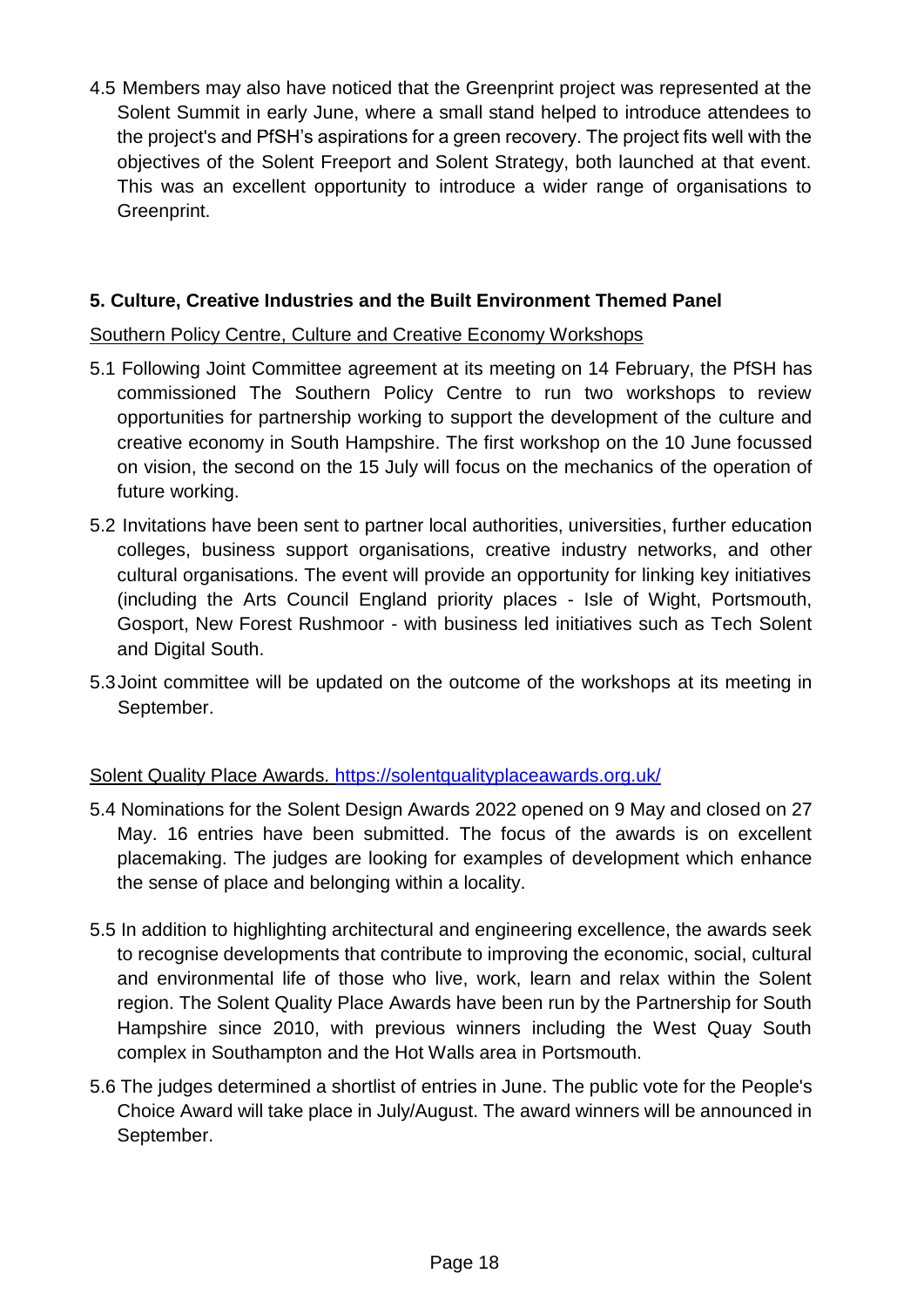4.5 Members may also have noticed that the Greenprint project was represented at the Solent Summit in early June, where a small stand helped to introduce attendees to the project's and PfSH's aspirations for a green recovery. The project fits well with the objectives of the Solent Freeport and Solent Strategy, both launched at that event. This was an excellent opportunity to introduce a wider range of organisations to Greenprint.

## 5. Culture, Creative Industries and the Built Environment Themed Panel

Southern Policy Centre, Culture and Creative Economy Workshops

5.1 Following Joint Committee agreement at its meeting on 14 February, the PfSH has commissioned The Southern Policy Centre to run two workshops to review opportunities for partnership working to support the development of the culture and creative economy in South Hampshire. The first workshop on the 10 June focussed on vision, the second on the 15 July will focus on the mechanics of the operation of future working.

5.2 Invitations have been sent to partner local authorities, universities, further education colleges, business support organisations, creative industry networks, and other cultural organisations. The event will provide an opportunity for linking key initiatives (including the Arts Council England priority places - Isle of Wight, Portsmouth, Gosport, New Forest Rushmoor - with business led initiatives such as Tech Solent and Digital South.

5.3 Joint committee will be updated on the outcome of the workshops at its meeting in September.

Solent Quality Place Awards. https://solentqualityplaceawards.org.uk/

5.4 Nominations for the Solent Design Awards 2022 opened on 9 May and closed on 27 May. 16 entries have been submitted. The focus of the awards is on excellent placemaking. The judges are looking for examples of development which enhance the sense of place and belonging within a locality.

5.5 In addition to highlighting architectural and engineering excellence, the awards seek to recognise developments that contribute to improving the economic, social, cultural and environmental life of those who live, work, learn and relax within the Solent region. The Solent Quality Place Awards have been run by the Partnership for South Hampshire since 2010, with previous winners including the West Quay South complex in Southampton and the Hot Walls area in Portsmouth.

5.6 The judges determined a shortlist of entries in June. The public vote for the People's Choice Award will take place in July/August. The award winners will be announced in September.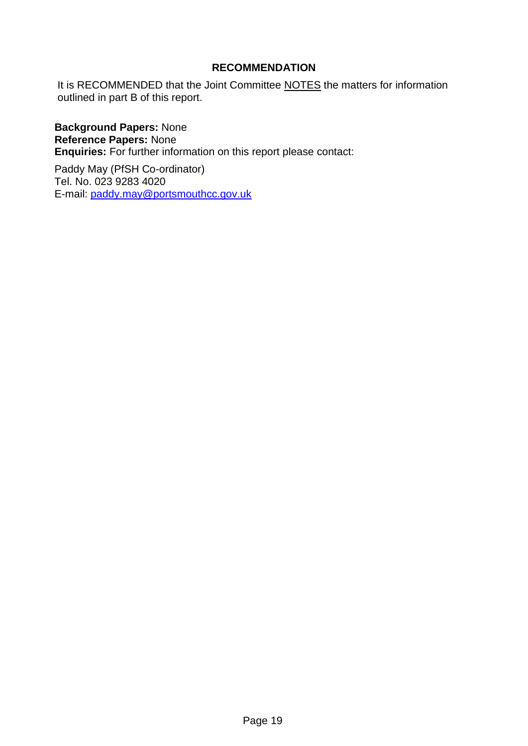## RECOMMENDATION

It is RECOMMENDED that the Joint Committee NOTES the matters for information outlined in part B of this report.

**Background Papers:** None
**Reference Papers:** None
**Enquiries:** For further information on this report please contact:

Paddy May (PfSH Co-ordinator)
Tel. No. 023 9283 4020
E-mail: paddy.may@portsmouthcc.gov.uk